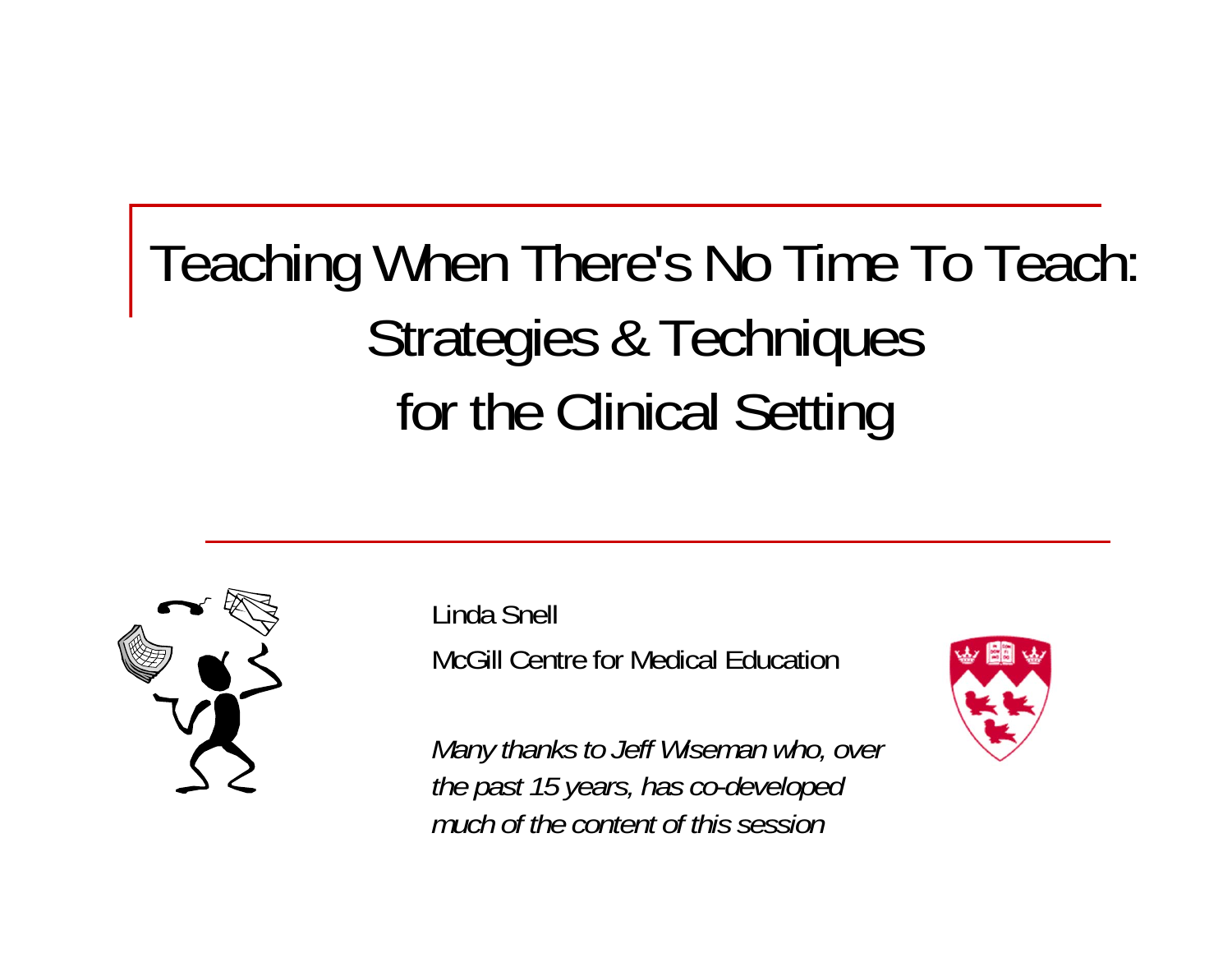# Teaching When There's No Time To Teach: Strategies & Techniques for the Clinical Setting

Linda Snell

McGill Centre for Medical Education

*Many thanks to Jeff Wiseman who, over the past 15 years, has co-developed much of the content of this session*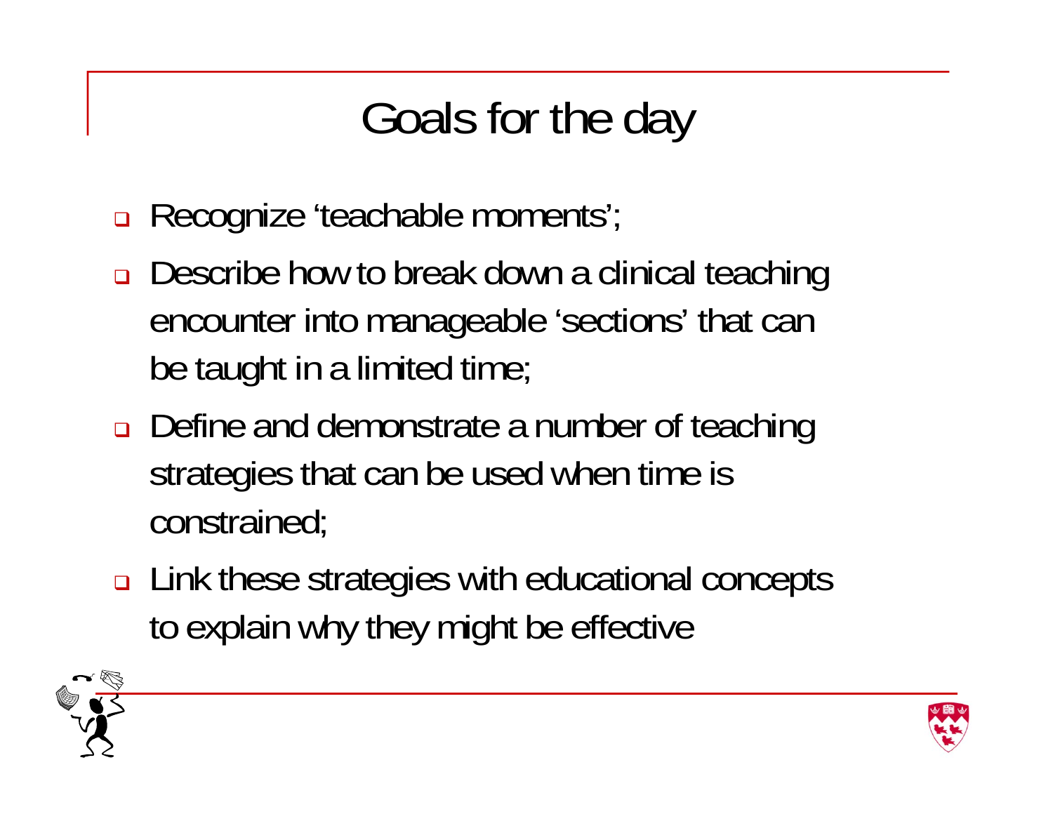# Goals for the day

- Recognize 'teachable moments';
- Describe how to break down a clinical teaching encounter into manageable 'sections' that can be taught in a limited time;
- Define and demonstrate a number of teaching strategies that can be used when time is constrained;
- Link these strategies with educational concepts to explain why they might be effective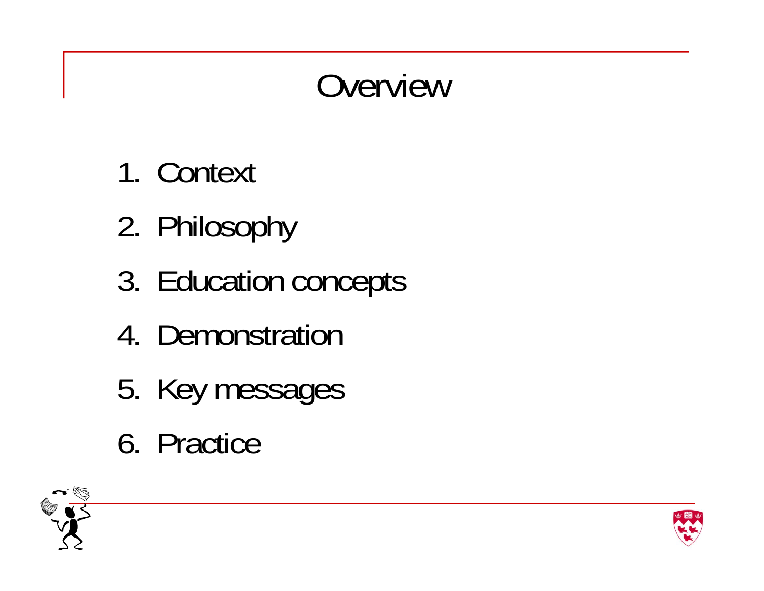# Overview

1. Context
2. Philosophy
3. Education concepts
4. Demonstration
5. Key messages
6. Practice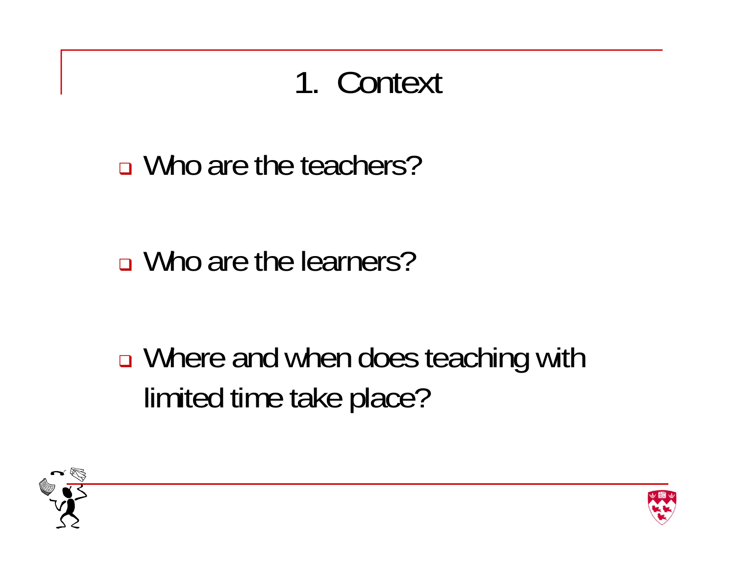# 1. Context

- Who are the teachers?
- Who are the learners?
- Where and when does teaching with limited time take place?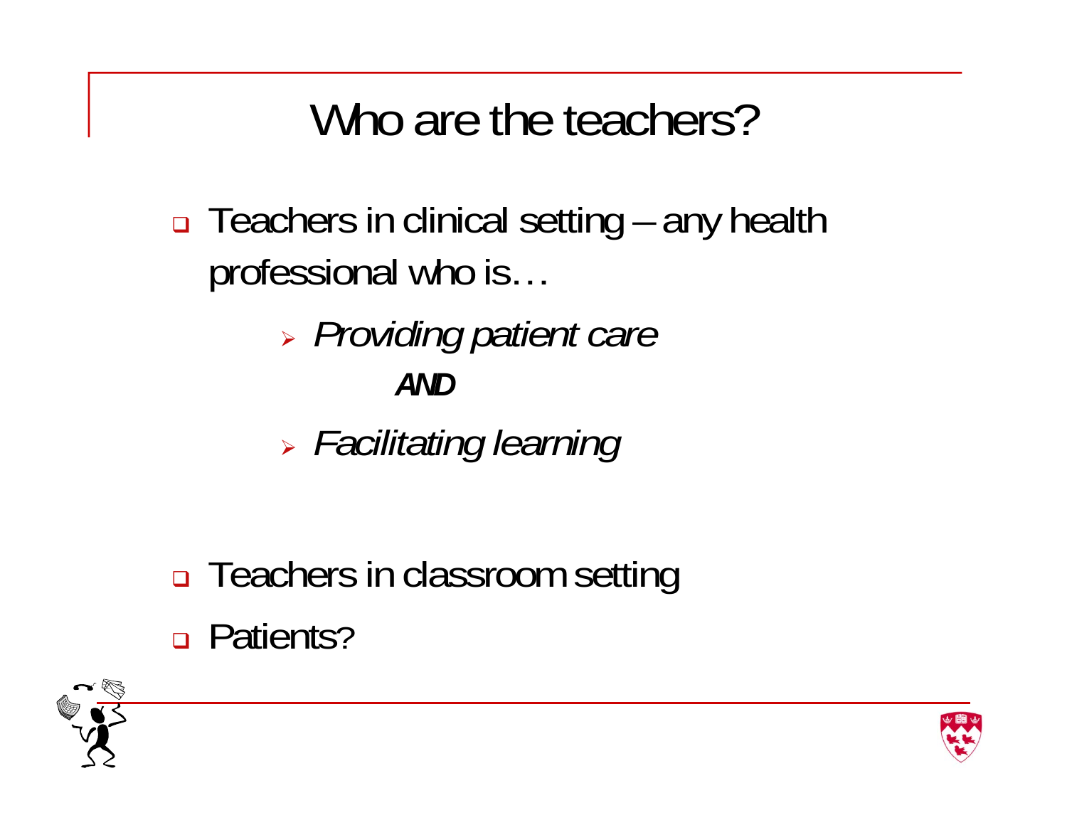# Who are the teachers?

- Teachers in clinical setting – any health professional who is…
  - *Providing patient care*

    ***AND***
  - *Facilitating learning*

- Teachers in classroom setting
- Patients?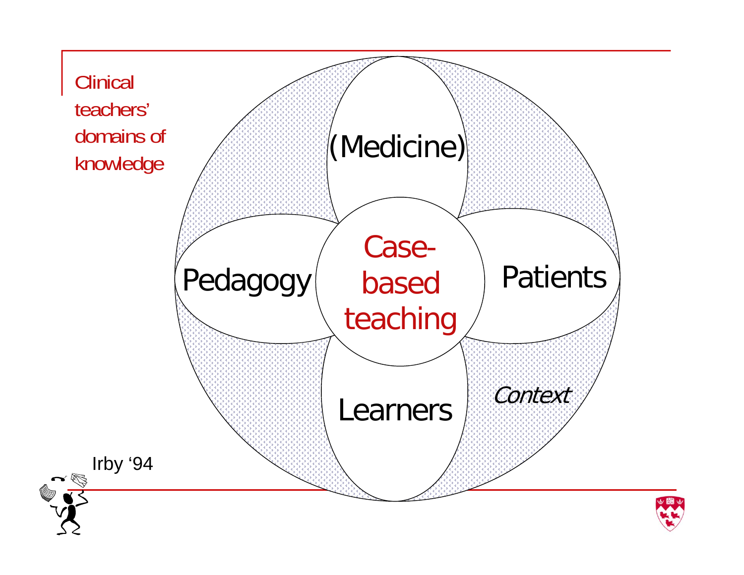# Clinical teachers' domains of knowledge

(Medicine)

Pedagogy

Case-based teaching

Patients

Learners

*Context*

Irby '94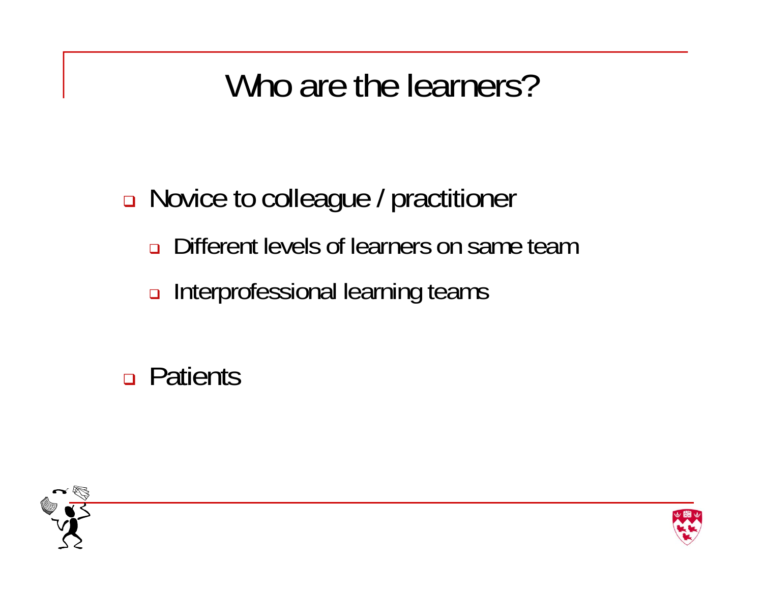# Who are the learners?

- Novice to colleague / practitioner
  - Different levels of learners on same team
  - Interprofessional learning teams
- Patients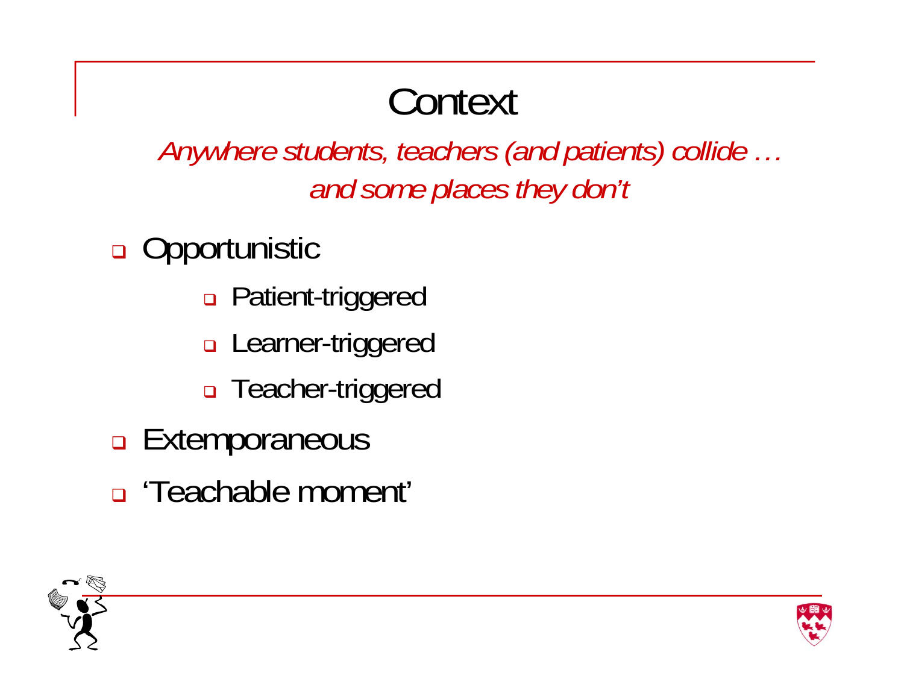# Context

*Anywhere students, teachers (and patients) collide …*
*and some places they don't*

- Opportunistic
  - Patient-triggered
  - Learner-triggered
  - Teacher-triggered
- Extemporaneous
- 'Teachable moment'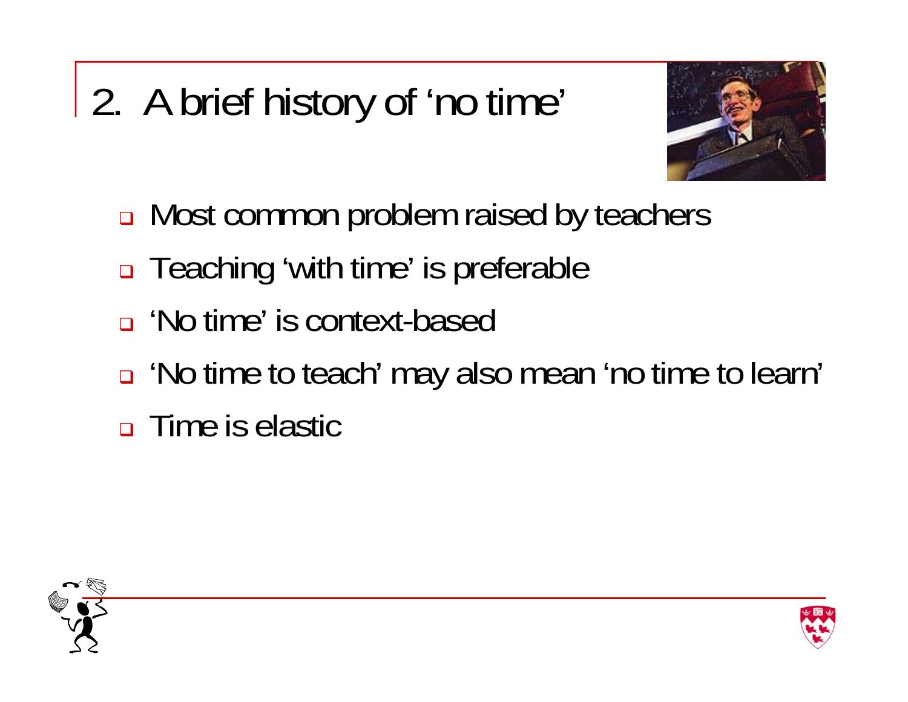# 2. A brief history of 'no time'

- Most common problem raised by teachers
- Teaching 'with time' is preferable
- 'No time' is context-based
- 'No time to teach' may also mean 'no time to learn'
- Time is elastic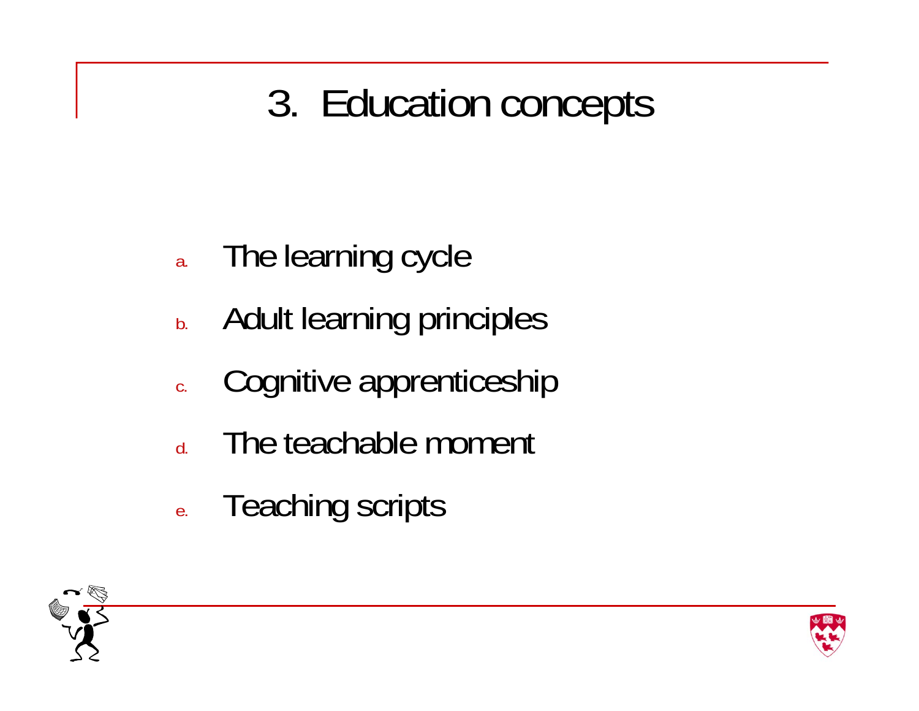# 3. Education concepts

a. The learning cycle
b. Adult learning principles
c. Cognitive apprenticeship
d. The teachable moment
e. Teaching scripts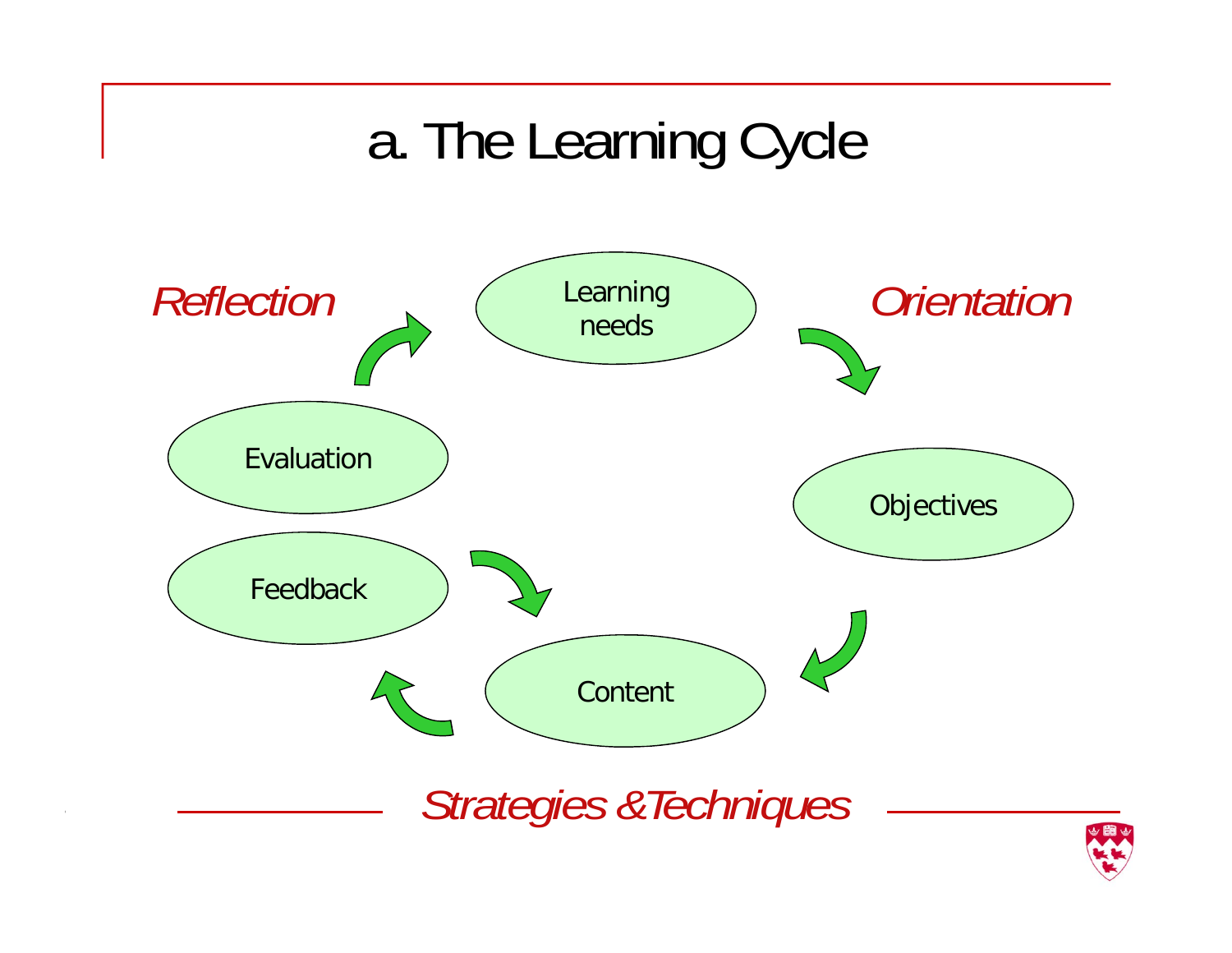# a. The Learning Cycle

*Reflection*

*Orientation*

Learning needs

Objectives

Content

Feedback

Evaluation

*Strategies & Techniques*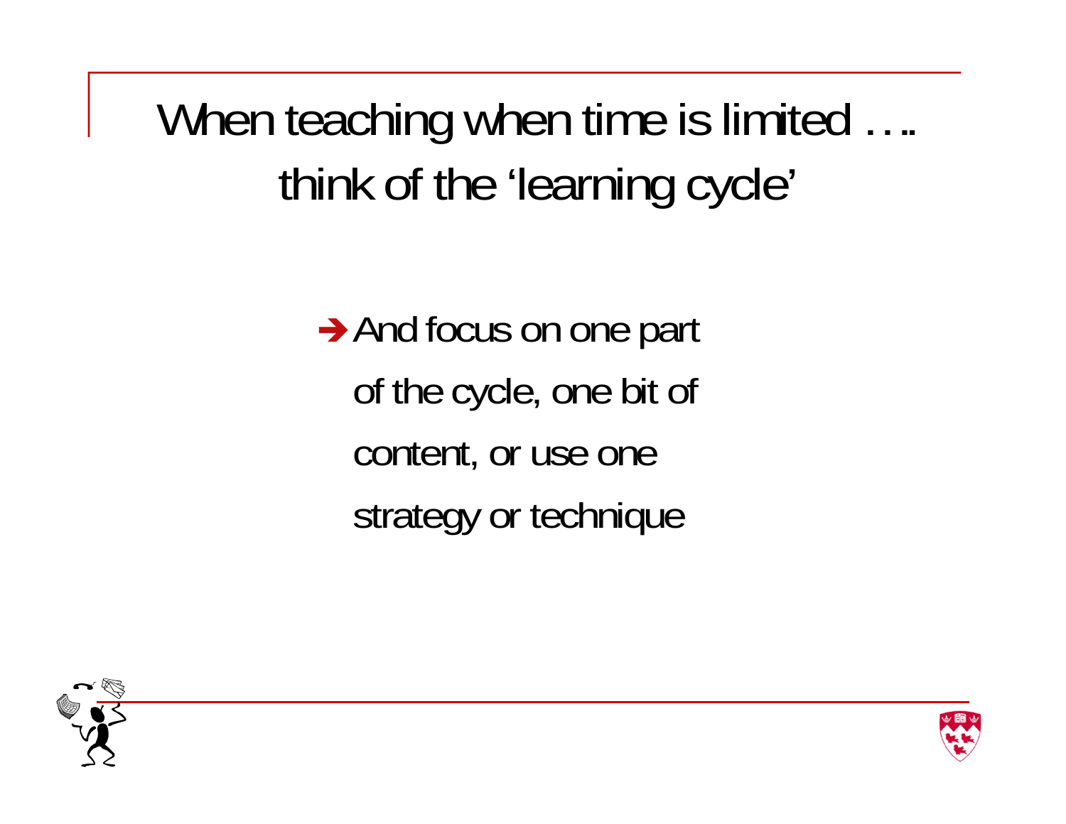# When teaching when time is limited …. think of the 'learning cycle'

➔ And focus on one part of the cycle, one bit of content, or use one strategy or technique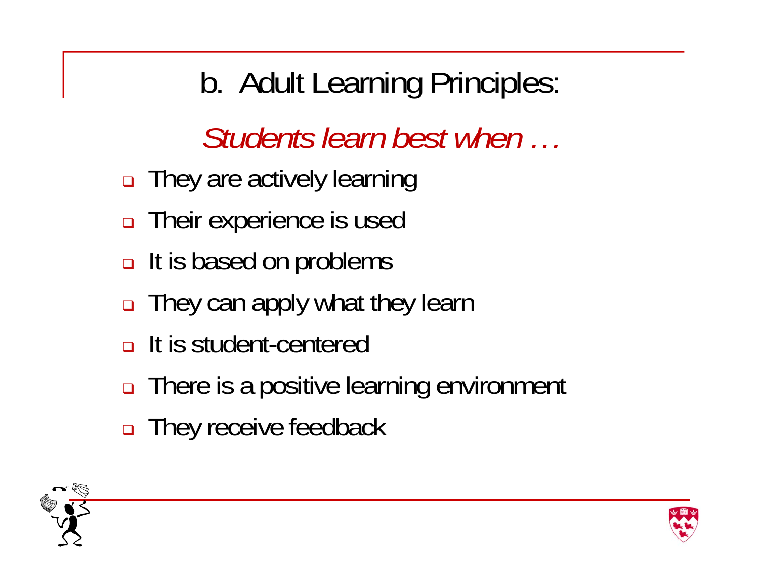## b. Adult Learning Principles:

*Students learn best when …*

- They are actively learning
- Their experience is used
- It is based on problems
- They can apply what they learn
- It is student-centered
- There is a positive learning environment
- They receive feedback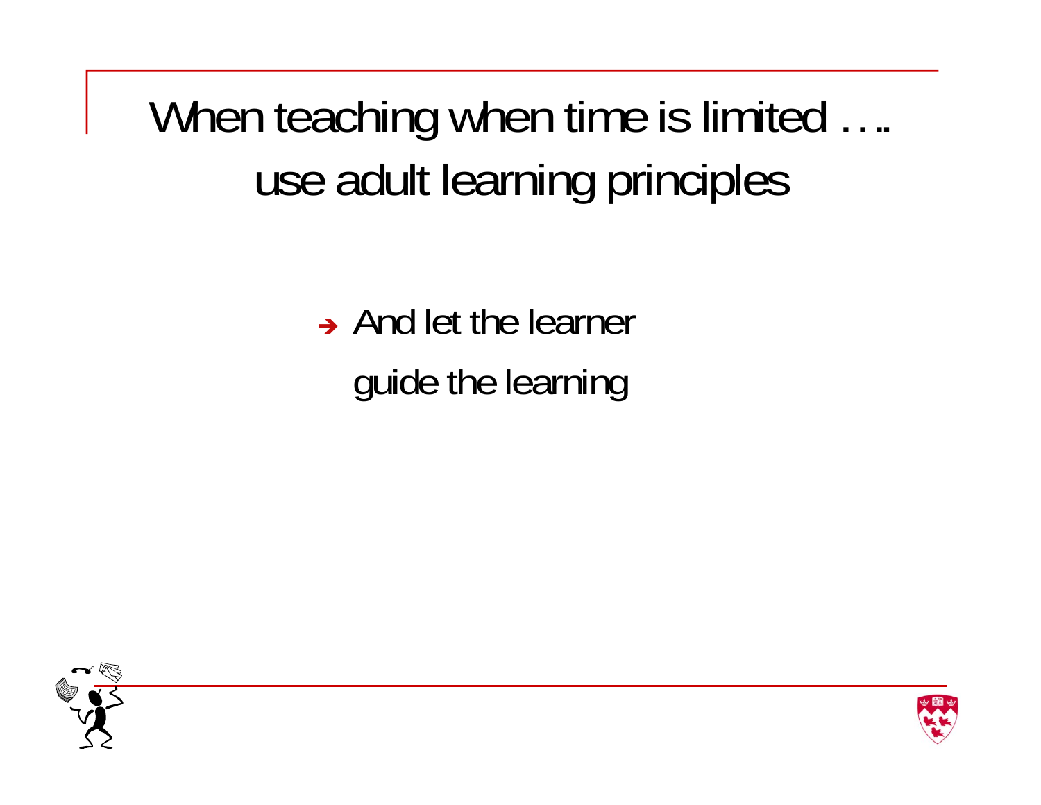# When teaching when time is limited …. use adult learning principles

- And let the learner guide the learning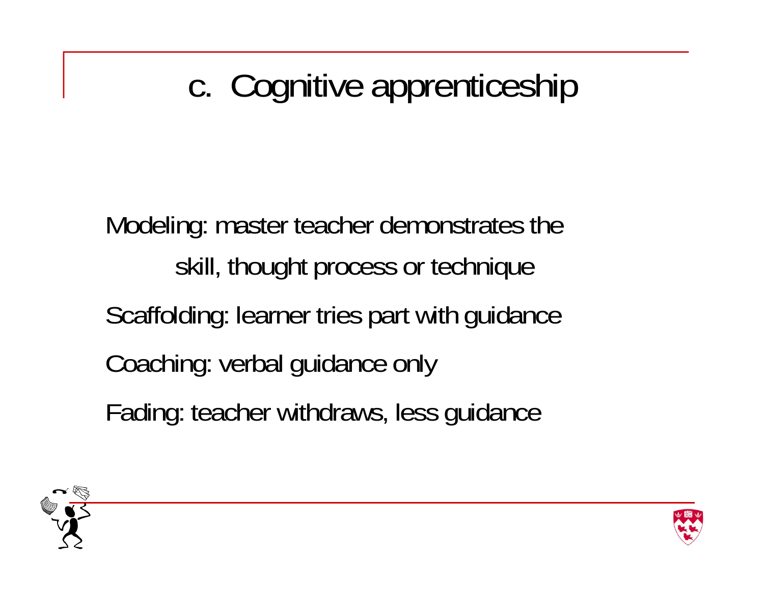# c. Cognitive apprenticeship

Modeling: master teacher demonstrates the skill, thought process or technique

Scaffolding: learner tries part with guidance

Coaching: verbal guidance only

Fading: teacher withdraws, less guidance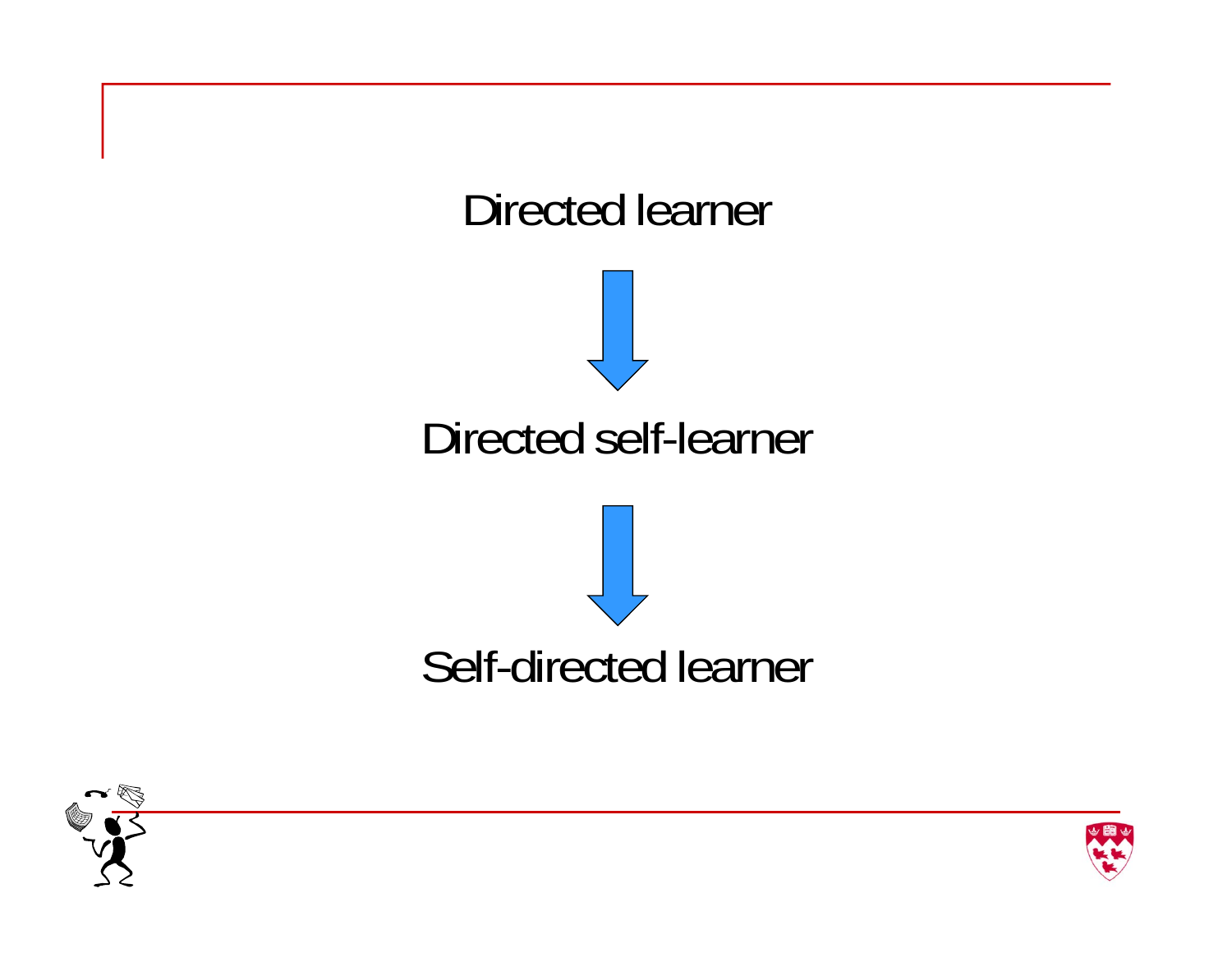Directed learner

↓

Directed self-learner

↓

Self-directed learner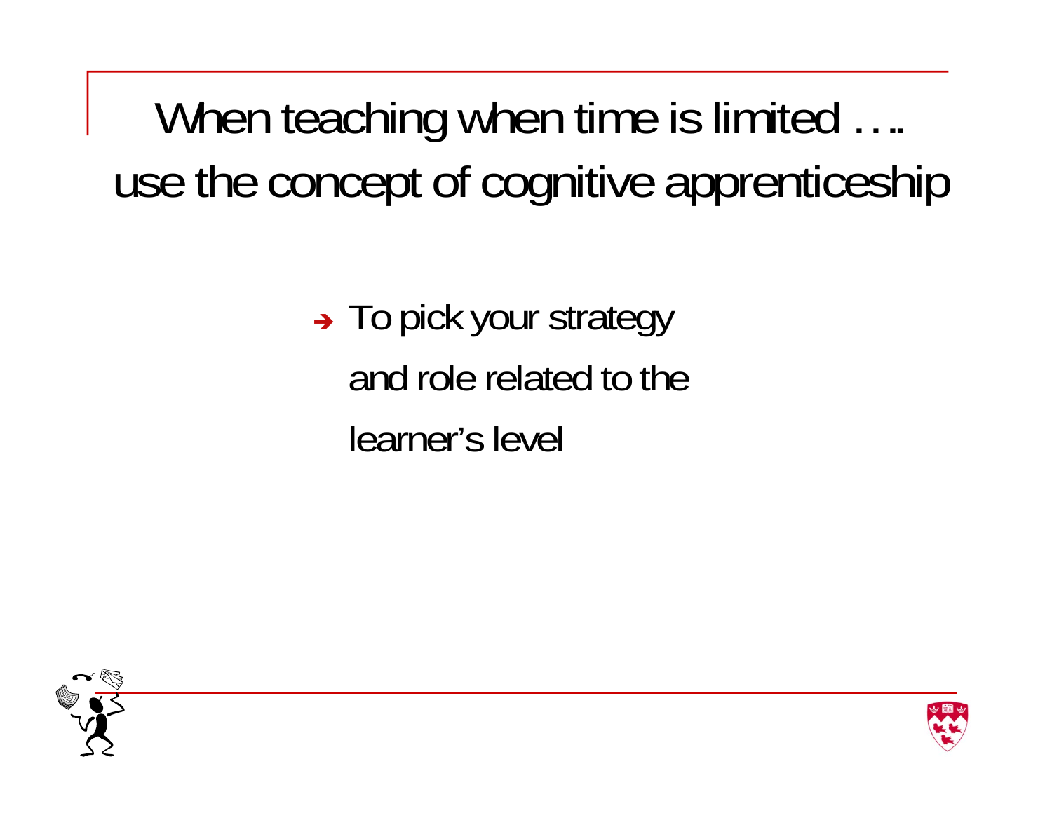# When teaching when time is limited …. use the concept of cognitive apprenticeship

- To pick your strategy and role related to the learner's level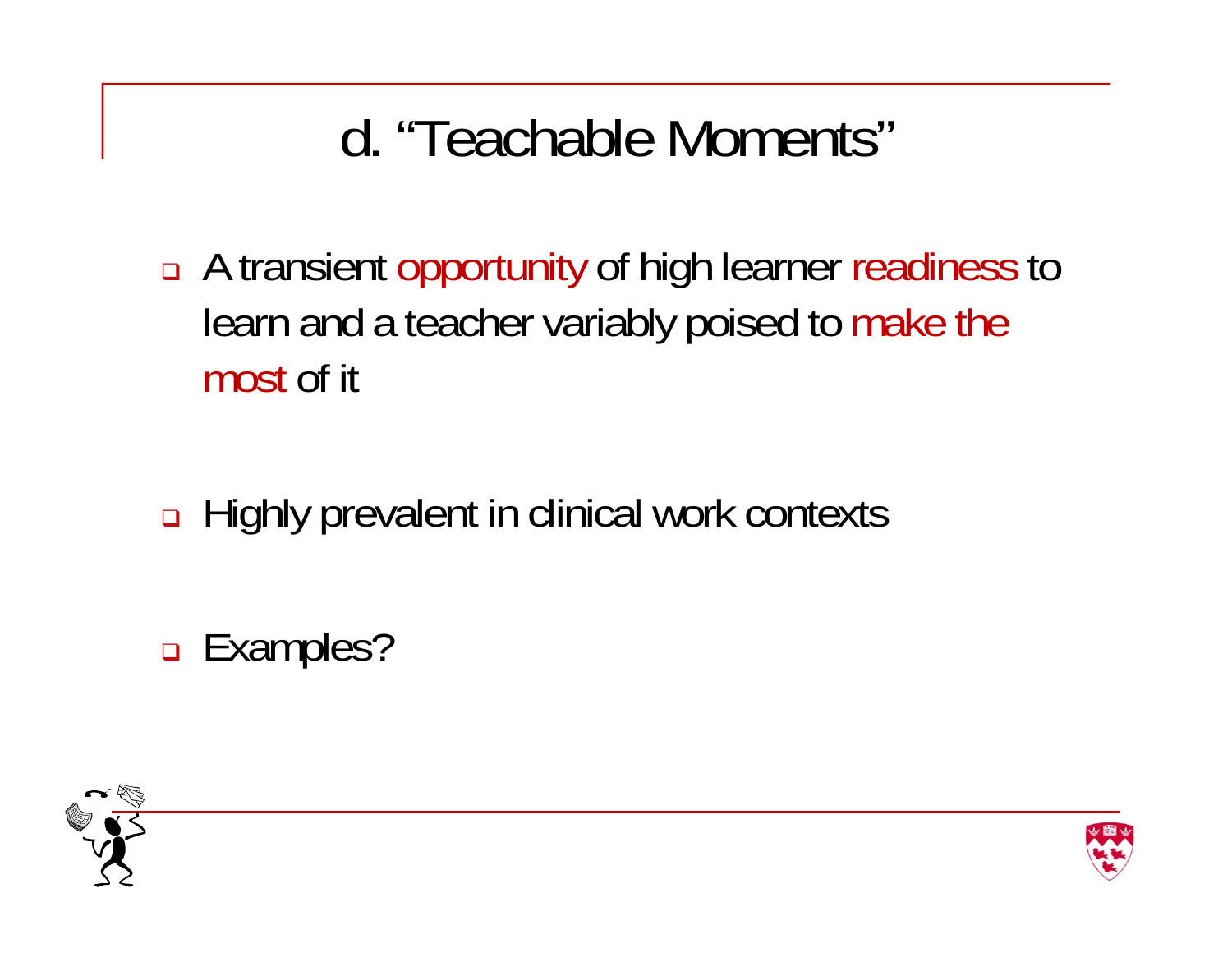# d. "Teachable Moments"

- A transient opportunity of high learner readiness to learn and a teacher variably poised to make the most of it

- Highly prevalent in clinical work contexts

- Examples?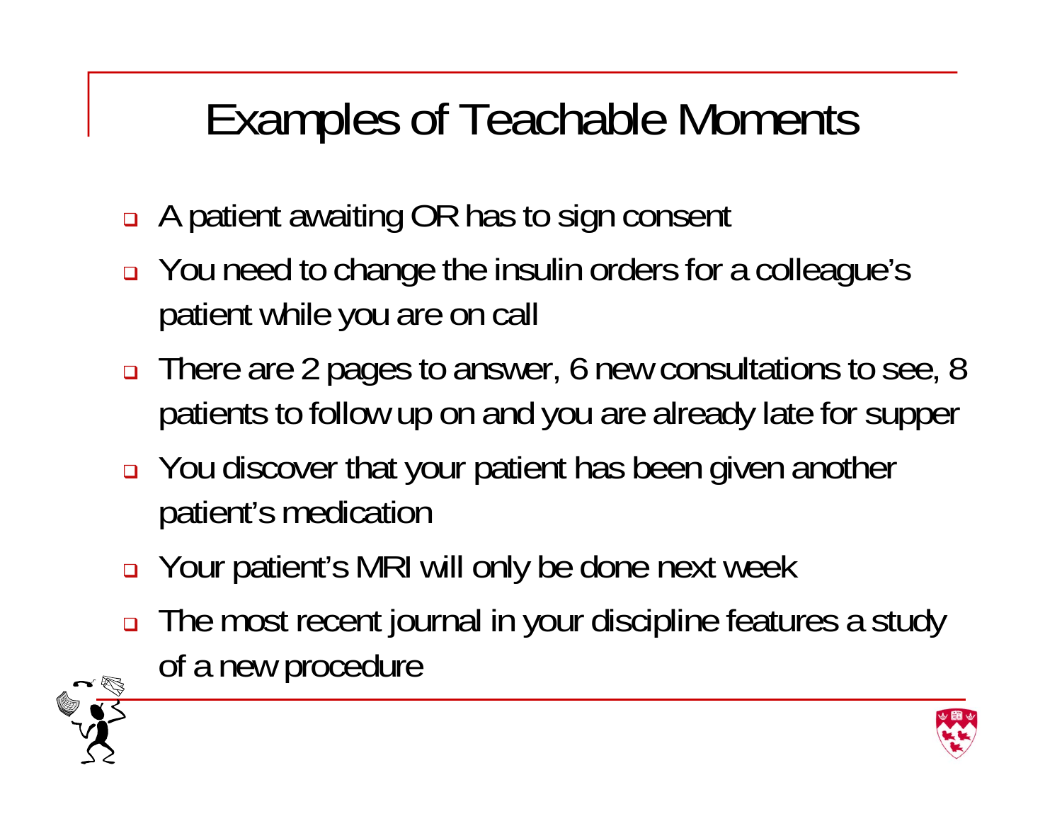# Examples of Teachable Moments

- A patient awaiting OR has to sign consent
- You need to change the insulin orders for a colleague's patient while you are on call
- There are 2 pages to answer, 6 new consultations to see, 8 patients to follow up on and you are already late for supper
- You discover that your patient has been given another patient's medication
- Your patient's MRI will only be done next week
- The most recent journal in your discipline features a study of a new procedure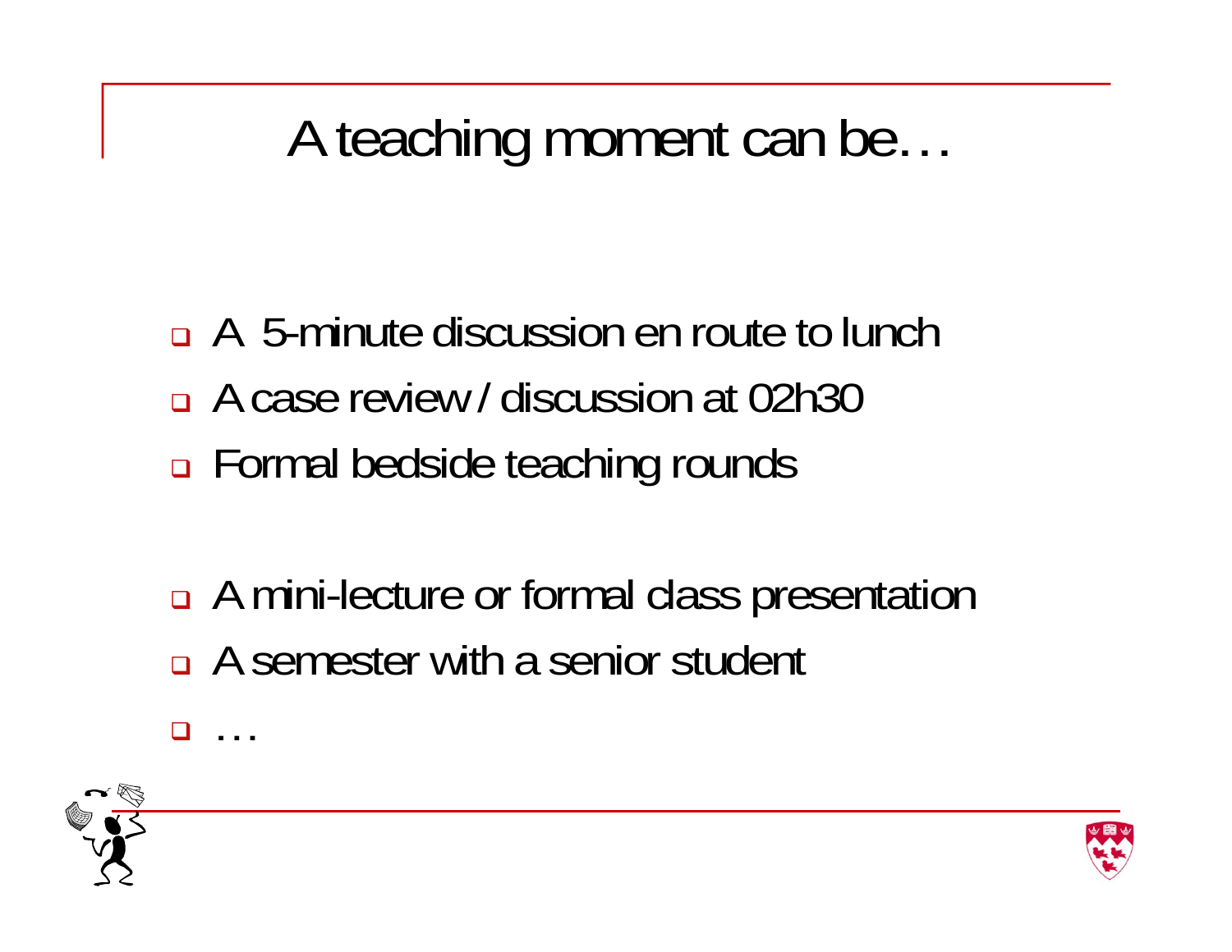# A teaching moment can be…

- A 5-minute discussion en route to lunch
- A case review / discussion at 02h30
- Formal bedside teaching rounds

- A mini-lecture or formal class presentation
- A semester with a senior student
- …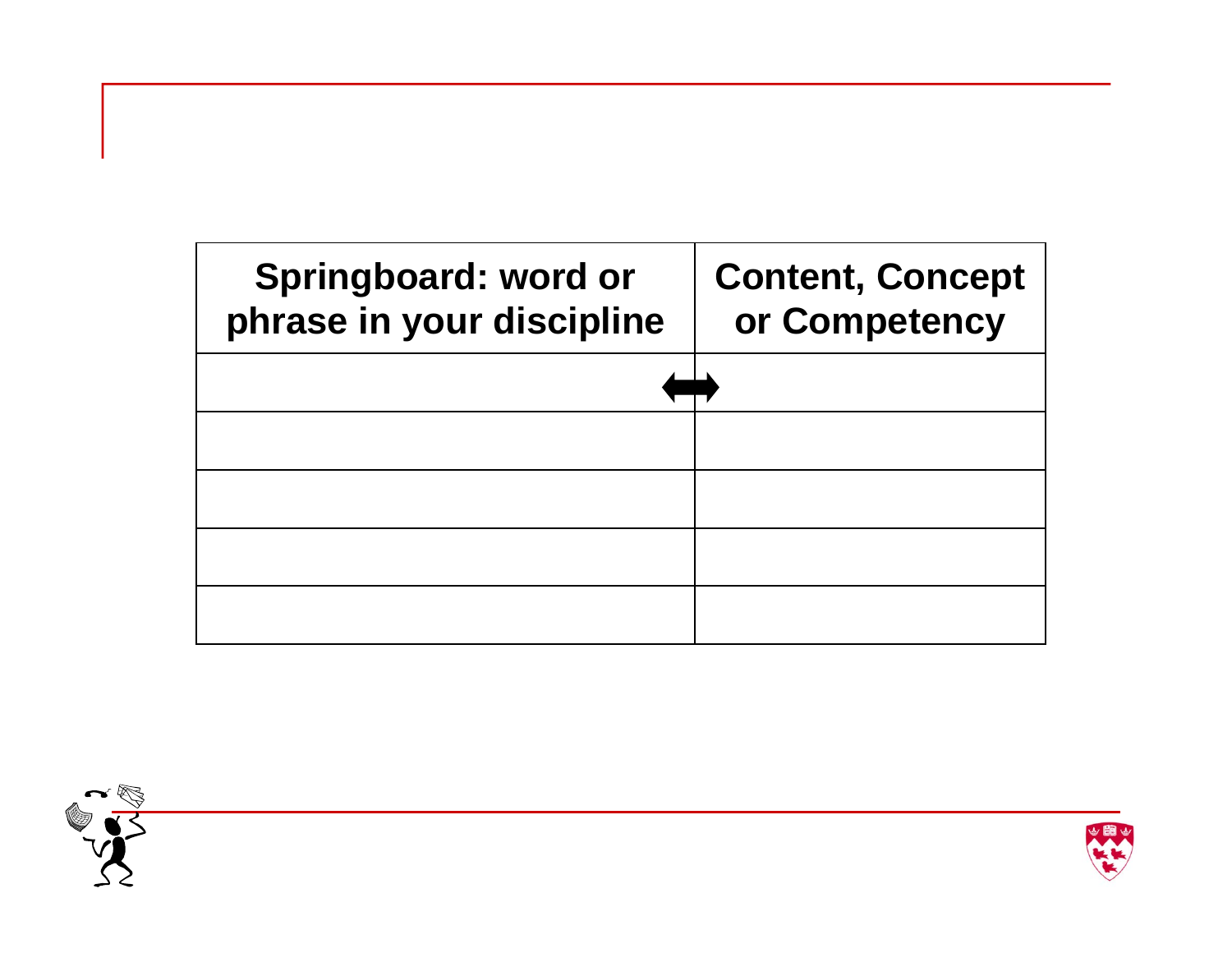| Springboard: word or phrase in your discipline | Content, Concept or Competency |
| --- | --- |
| ⟺ | |
| | |
| | |
| | |
| | |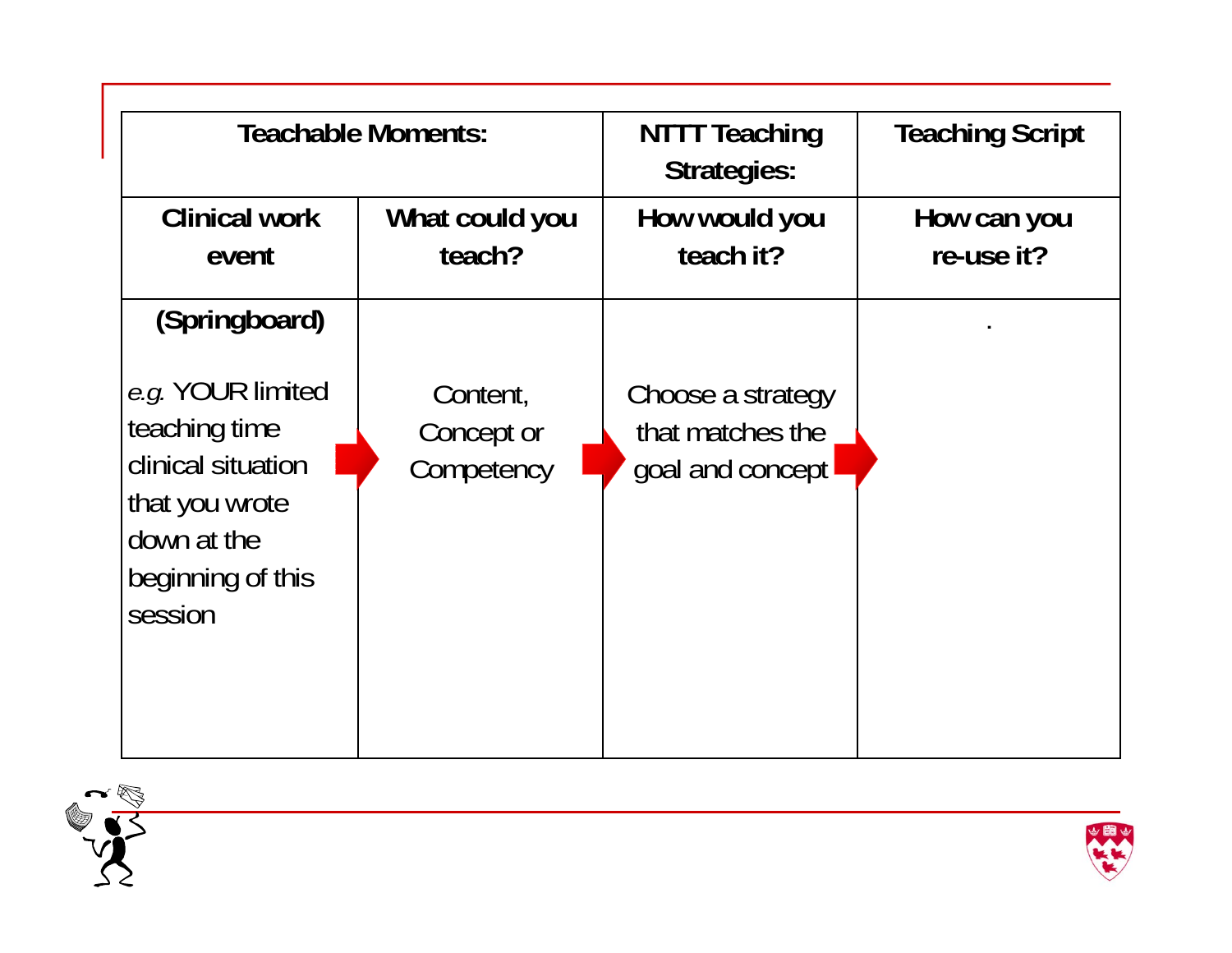| Teachable Moments: | | NTTT Teaching Strategies: | Teaching Script |
|---|---|---|---|
| **Clinical work event** | **What could you teach?** | **How would you teach it?** | **How can you re-use it?** |
| **(Springboard)** *e.g.* YOUR limited teaching time clinical situation that you wrote down at the beginning of this session | Content, Concept or Competency | Choose a strategy that matches the goal and concept | . |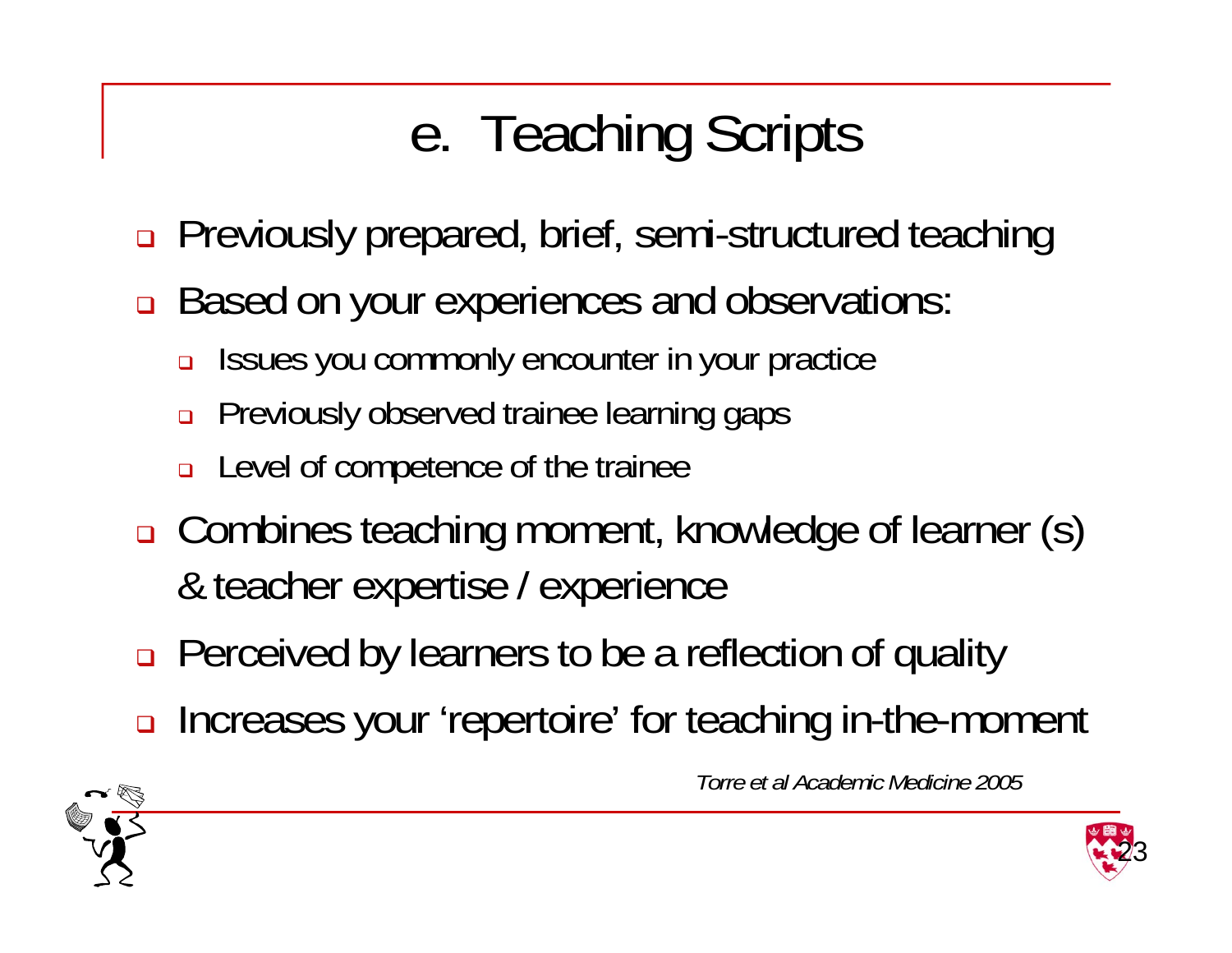# e. Teaching Scripts

- Previously prepared, brief, semi-structured teaching
- Based on your experiences and observations:
  - Issues you commonly encounter in your practice
  - Previously observed trainee learning gaps
  - Level of competence of the trainee
- Combines teaching moment, knowledge of learner (s) & teacher expertise / experience
- Perceived by learners to be a reflection of quality
- Increases your 'repertoire' for teaching in-the-moment

*Torre et al Academic Medicine 2005*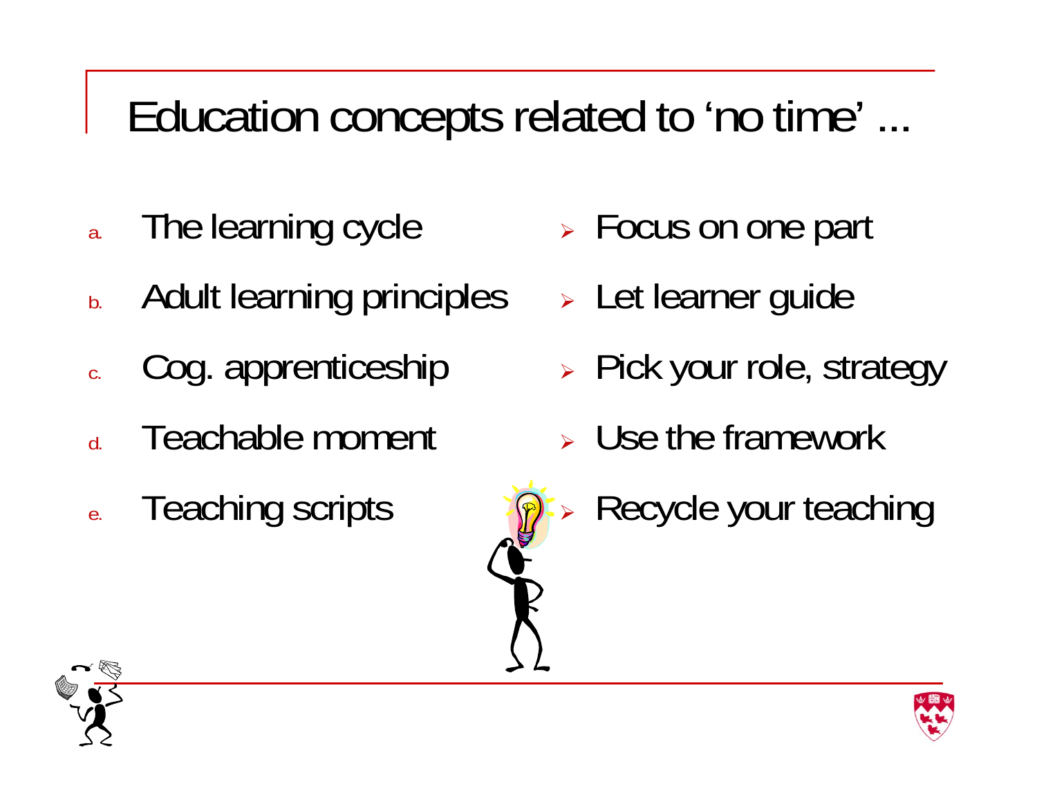# Education concepts related to 'no time' ...

a. The learning cycle
b. Adult learning principles
c. Cog. apprenticeship
d. Teachable moment
e. Teaching scripts

- Focus on one part
- Let learner guide
- Pick your role, strategy
- Use the framework
- Recycle your teaching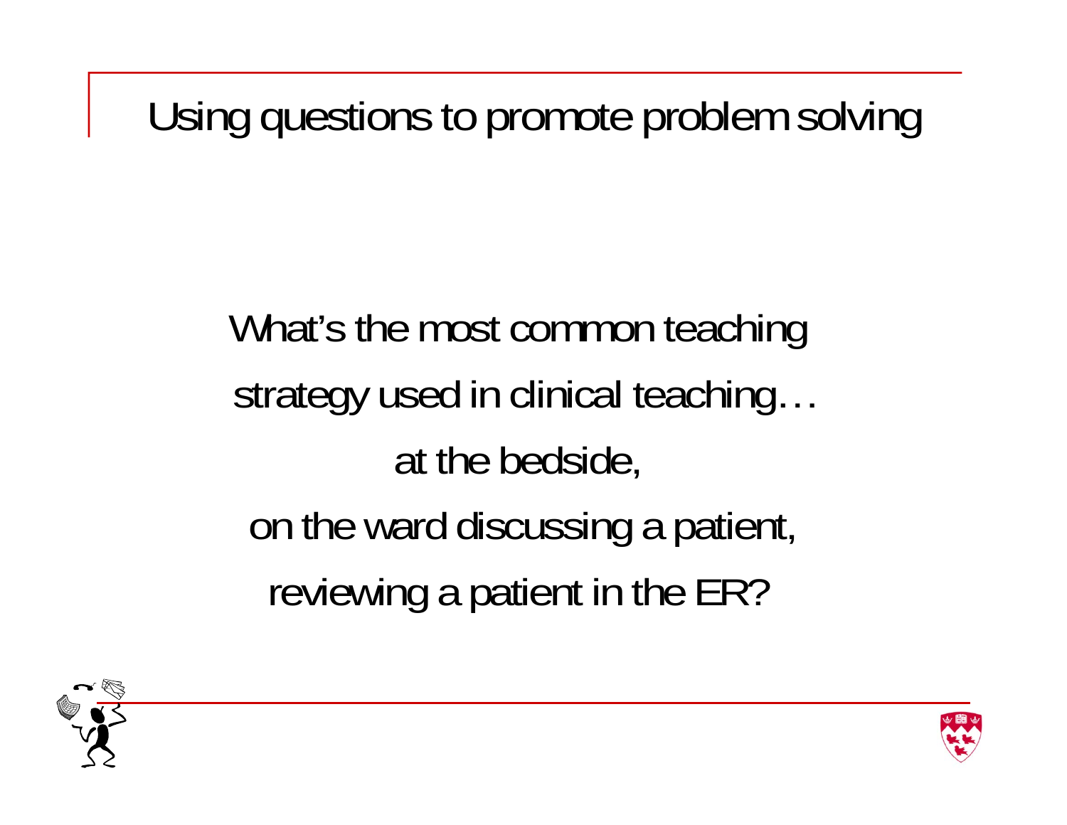# Using questions to promote problem solving

What's the most common teaching strategy used in clinical teaching…

at the bedside,

on the ward discussing a patient,

reviewing a patient in the ER?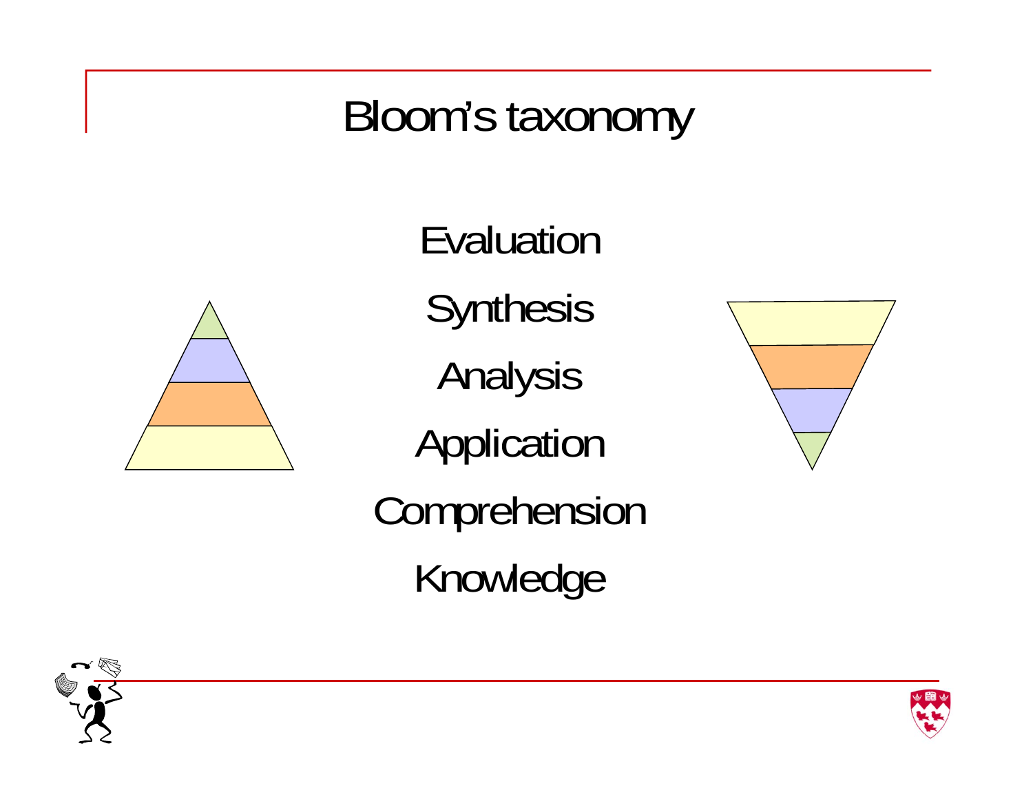# Bloom's taxonomy

Evaluation

Synthesis

Analysis

Application

Comprehension

Knowledge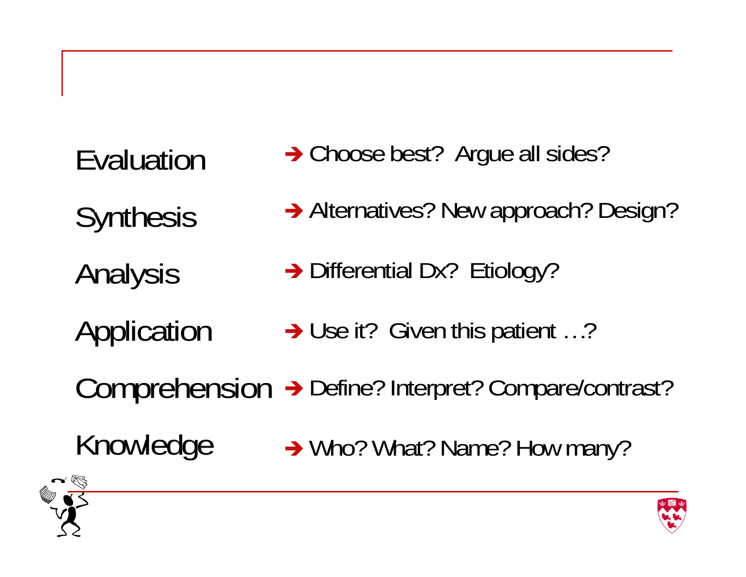| | |
|---|---|
| Evaluation | ➔ Choose best? Argue all sides? |
| Synthesis | ➔ Alternatives? New approach? Design? |
| Analysis | ➔ Differential Dx? Etiology? |
| Application | ➔ Use it? Given this patient …? |
| Comprehension | ➔ Define? Interpret? Compare/contrast? |
| Knowledge | ➔ Who? What? Name? How many? |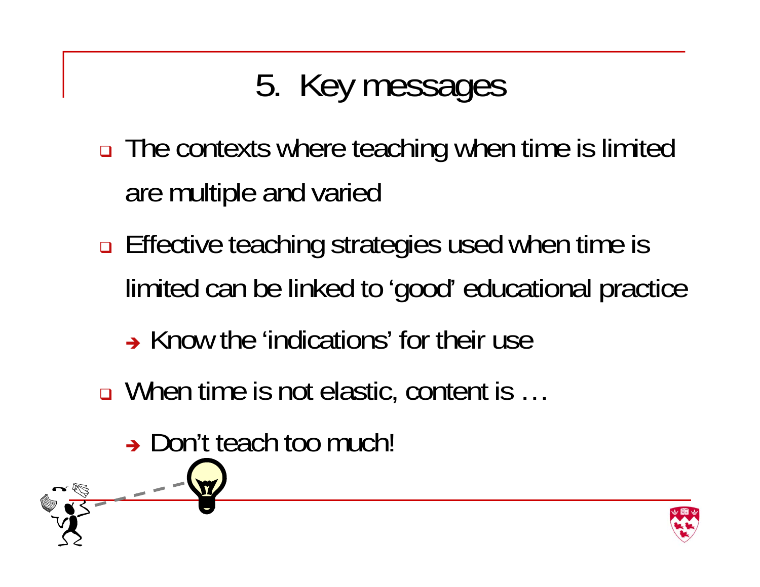# 5. Key messages

- The contexts where teaching when time is limited are multiple and varied
- Effective teaching strategies used when time is limited can be linked to 'good' educational practice
  - → Know the 'indications' for their use
- When time is not elastic, content is …
  - → Don't teach too much!